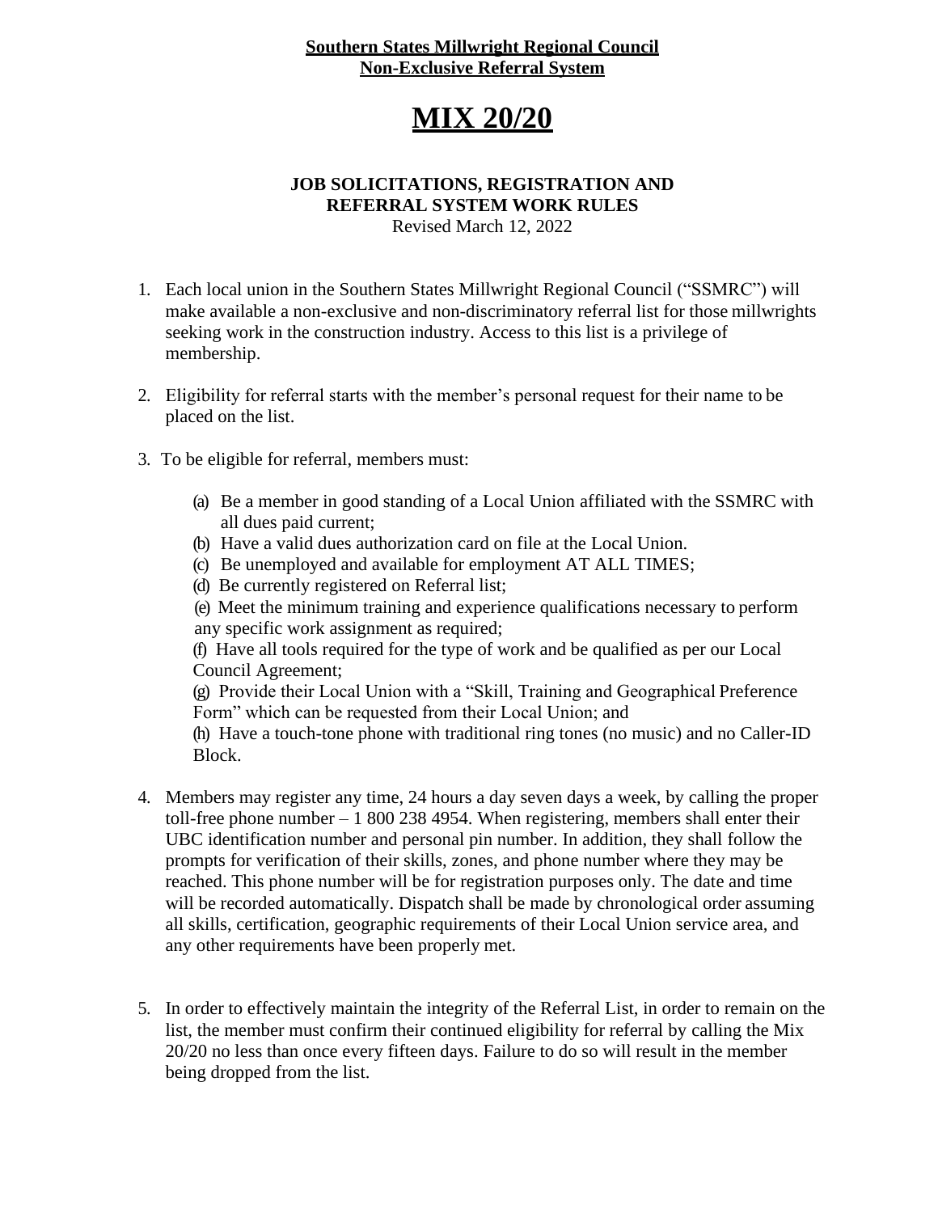**Southern States Millwright Regional Council**
**Non-Exclusive Referral System**

# MIX 20/20

### JOB SOLICITATIONS, REGISTRATION AND REFERRAL SYSTEM WORK RULES

Revised March 12, 2022

1. Each local union in the Southern States Millwright Regional Council ("SSMRC") will make available a non-exclusive and non-discriminatory referral list for those millwrights seeking work in the construction industry. Access to this list is a privilege of membership.

2. Eligibility for referral starts with the member's personal request for their name to be placed on the list.

3. To be eligible for referral, members must:

   (a) Be a member in good standing of a Local Union affiliated with the SSMRC with all dues paid current;
   (b) Have a valid dues authorization card on file at the Local Union.
   (c) Be unemployed and available for employment AT ALL TIMES;
   (d) Be currently registered on Referral list;
   (e) Meet the minimum training and experience qualifications necessary to perform any specific work assignment as required;
   (f) Have all tools required for the type of work and be qualified as per our Local Council Agreement;
   (g) Provide their Local Union with a "Skill, Training and Geographical Preference Form" which can be requested from their Local Union; and
   (h) Have a touch-tone phone with traditional ring tones (no music) and no Caller-ID Block.

4. Members may register any time, 24 hours a day seven days a week, by calling the proper toll-free phone number – 1 800 238 4954. When registering, members shall enter their UBC identification number and personal pin number. In addition, they shall follow the prompts for verification of their skills, zones, and phone number where they may be reached. This phone number will be for registration purposes only. The date and time will be recorded automatically. Dispatch shall be made by chronological order assuming all skills, certification, geographic requirements of their Local Union service area, and any other requirements have been properly met.

5. In order to effectively maintain the integrity of the Referral List, in order to remain on the list, the member must confirm their continued eligibility for referral by calling the Mix 20/20 no less than once every fifteen days. Failure to do so will result in the member being dropped from the list.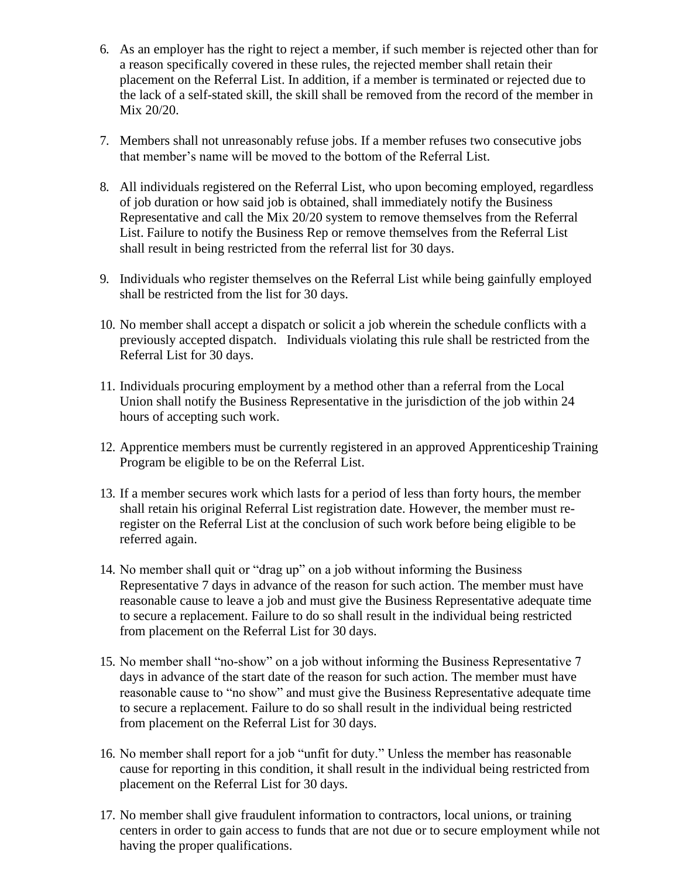6. As an employer has the right to reject a member, if such member is rejected other than for a reason specifically covered in these rules, the rejected member shall retain their placement on the Referral List. In addition, if a member is terminated or rejected due to the lack of a self-stated skill, the skill shall be removed from the record of the member in Mix 20/20.

7. Members shall not unreasonably refuse jobs. If a member refuses two consecutive jobs that member's name will be moved to the bottom of the Referral List.

8. All individuals registered on the Referral List, who upon becoming employed, regardless of job duration or how said job is obtained, shall immediately notify the Business Representative and call the Mix 20/20 system to remove themselves from the Referral List. Failure to notify the Business Rep or remove themselves from the Referral List shall result in being restricted from the referral list for 30 days.

9. Individuals who register themselves on the Referral List while being gainfully employed shall be restricted from the list for 30 days.

10. No member shall accept a dispatch or solicit a job wherein the schedule conflicts with a previously accepted dispatch. Individuals violating this rule shall be restricted from the Referral List for 30 days.

11. Individuals procuring employment by a method other than a referral from the Local Union shall notify the Business Representative in the jurisdiction of the job within 24 hours of accepting such work.

12. Apprentice members must be currently registered in an approved Apprenticeship Training Program be eligible to be on the Referral List.

13. If a member secures work which lasts for a period of less than forty hours, the member shall retain his original Referral List registration date. However, the member must re-register on the Referral List at the conclusion of such work before being eligible to be referred again.

14. No member shall quit or "drag up" on a job without informing the Business Representative 7 days in advance of the reason for such action. The member must have reasonable cause to leave a job and must give the Business Representative adequate time to secure a replacement. Failure to do so shall result in the individual being restricted from placement on the Referral List for 30 days.

15. No member shall "no-show" on a job without informing the Business Representative 7 days in advance of the start date of the reason for such action. The member must have reasonable cause to "no show" and must give the Business Representative adequate time to secure a replacement. Failure to do so shall result in the individual being restricted from placement on the Referral List for 30 days.

16. No member shall report for a job "unfit for duty." Unless the member has reasonable cause for reporting in this condition, it shall result in the individual being restricted from placement on the Referral List for 30 days.

17. No member shall give fraudulent information to contractors, local unions, or training centers in order to gain access to funds that are not due or to secure employment while not having the proper qualifications.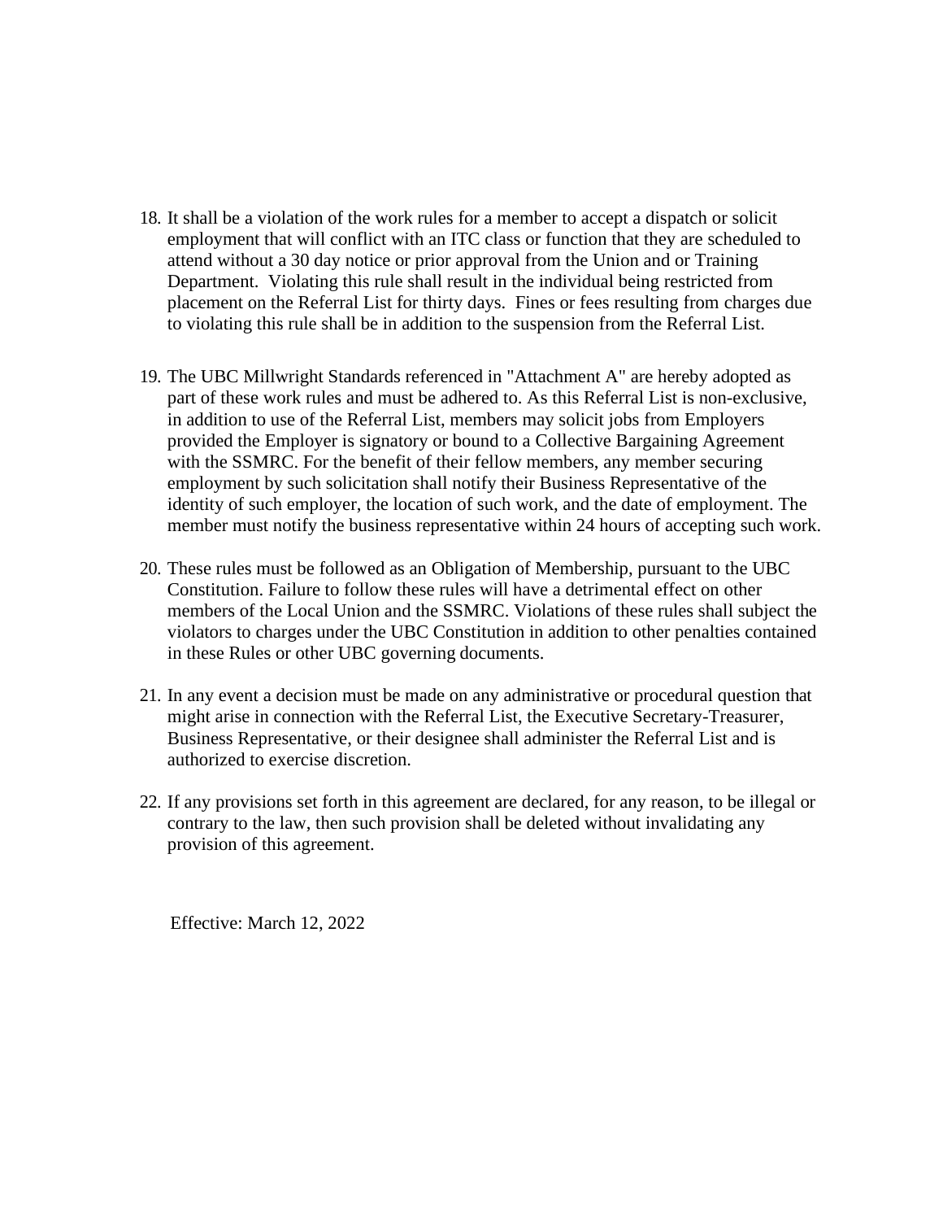18. It shall be a violation of the work rules for a member to accept a dispatch or solicit employment that will conflict with an ITC class or function that they are scheduled to attend without a 30 day notice or prior approval from the Union and or Training Department. Violating this rule shall result in the individual being restricted from placement on the Referral List for thirty days. Fines or fees resulting from charges due to violating this rule shall be in addition to the suspension from the Referral List.

19. The UBC Millwright Standards referenced in "Attachment A" are hereby adopted as part of these work rules and must be adhered to. As this Referral List is non-exclusive, in addition to use of the Referral List, members may solicit jobs from Employers provided the Employer is signatory or bound to a Collective Bargaining Agreement with the SSMRC. For the benefit of their fellow members, any member securing employment by such solicitation shall notify their Business Representative of the identity of such employer, the location of such work, and the date of employment. The member must notify the business representative within 24 hours of accepting such work.

20. These rules must be followed as an Obligation of Membership, pursuant to the UBC Constitution. Failure to follow these rules will have a detrimental effect on other members of the Local Union and the SSMRC. Violations of these rules shall subject the violators to charges under the UBC Constitution in addition to other penalties contained in these Rules or other UBC governing documents.

21. In any event a decision must be made on any administrative or procedural question that might arise in connection with the Referral List, the Executive Secretary-Treasurer, Business Representative, or their designee shall administer the Referral List and is authorized to exercise discretion.

22. If any provisions set forth in this agreement are declared, for any reason, to be illegal or contrary to the law, then such provision shall be deleted without invalidating any provision of this agreement.

Effective: March 12, 2022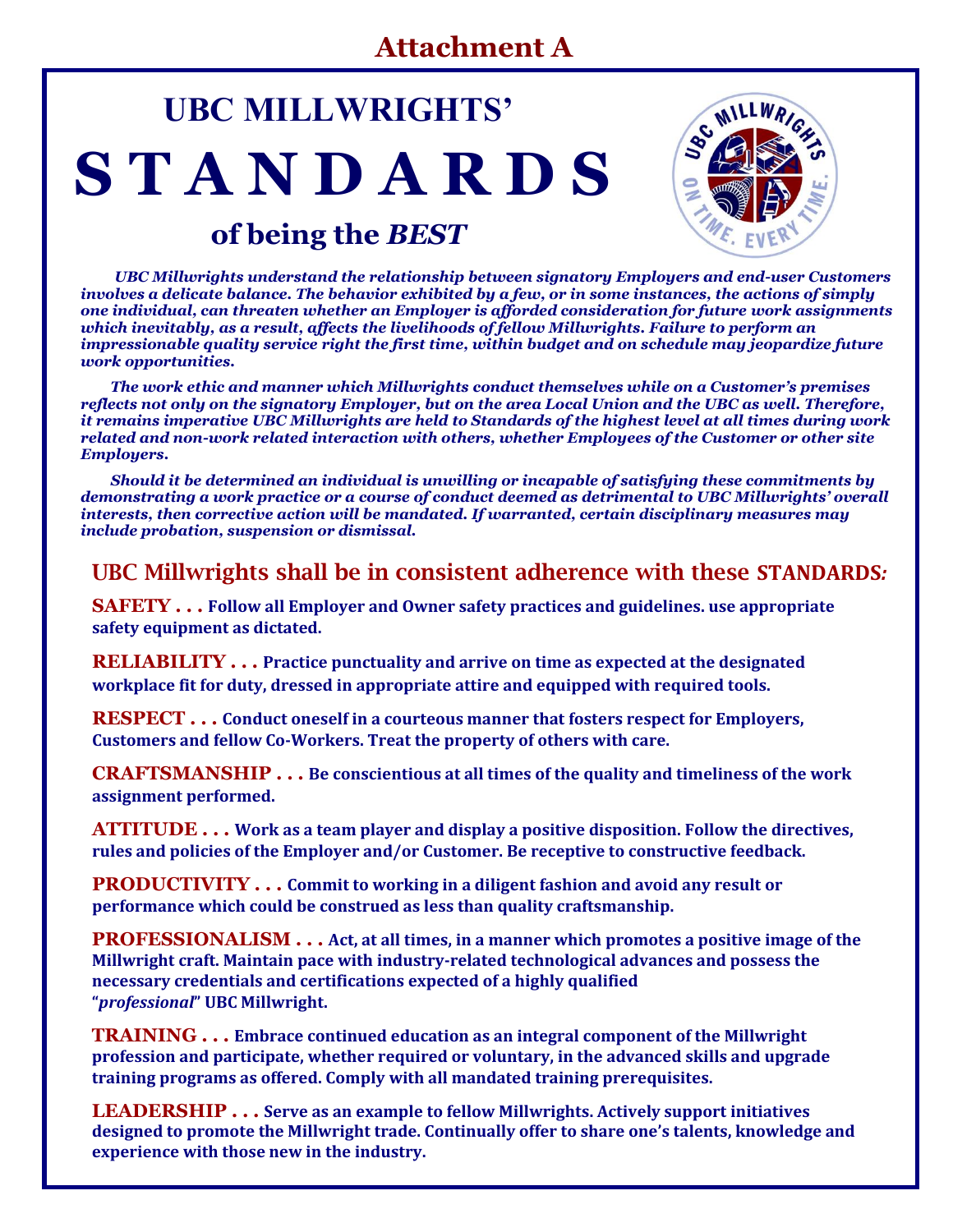# Attachment A

# UBC MILLWRIGHTS'

# STANDARDS

## of being the *BEST*

***UBC Millwrights understand the relationship between signatory Employers and end-user Customers involves a delicate balance. The behavior exhibited by a few, or in some instances, the actions of simply one individual, can threaten whether an Employer is afforded consideration for future work assignments which inevitably, as a result, affects the livelihoods of fellow Millwrights. Failure to perform an impressionable quality service right the first time, within budget and on schedule may jeopardize future work opportunities.***

***The work ethic and manner which Millwrights conduct themselves while on a Customer's premises reflects not only on the signatory Employer, but on the area Local Union and the UBC as well. Therefore, it remains imperative UBC Millwrights are held to Standards of the highest level at all times during work related and non-work related interaction with others, whether Employees of the Customer or other site Employers.***

***Should it be determined an individual is unwilling or incapable of satisfying these commitments by demonstrating a work practice or a course of conduct deemed as detrimental to UBC Millwrights' overall interests, then corrective action will be mandated. If warranted, certain disciplinary measures may include probation, suspension or dismissal.***

## UBC Millwrights shall be in consistent adherence with these STANDARDS*:*

**SAFETY . . .** **Follow all Employer and Owner safety practices and guidelines. use appropriate safety equipment as dictated.**

**RELIABILITY . . .** **Practice punctuality and arrive on time as expected at the designated workplace fit for duty, dressed in appropriate attire and equipped with required tools.**

**RESPECT . . .** **Conduct oneself in a courteous manner that fosters respect for Employers, Customers and fellow Co-Workers. Treat the property of others with care.**

**CRAFTSMANSHIP . . .** **Be conscientious at all times of the quality and timeliness of the work assignment performed.**

**ATTITUDE . . .** **Work as a team player and display a positive disposition. Follow the directives, rules and policies of the Employer and/or Customer. Be receptive to constructive feedback.**

**PRODUCTIVITY . . .** **Commit to working in a diligent fashion and avoid any result or performance which could be construed as less than quality craftsmanship.**

**PROFESSIONALISM . . .** **Act, at all times, in a manner which promotes a positive image of the Millwright craft. Maintain pace with industry-related technological advances and possess the necessary credentials and certifications expected of a highly qualified "*professional*" UBC Millwright.**

**TRAINING . . .** **Embrace continued education as an integral component of the Millwright profession and participate, whether required or voluntary, in the advanced skills and upgrade training programs as offered. Comply with all mandated training prerequisites.**

**LEADERSHIP . . .** **Serve as an example to fellow Millwrights. Actively support initiatives designed to promote the Millwright trade. Continually offer to share one's talents, knowledge and experience with those new in the industry.**